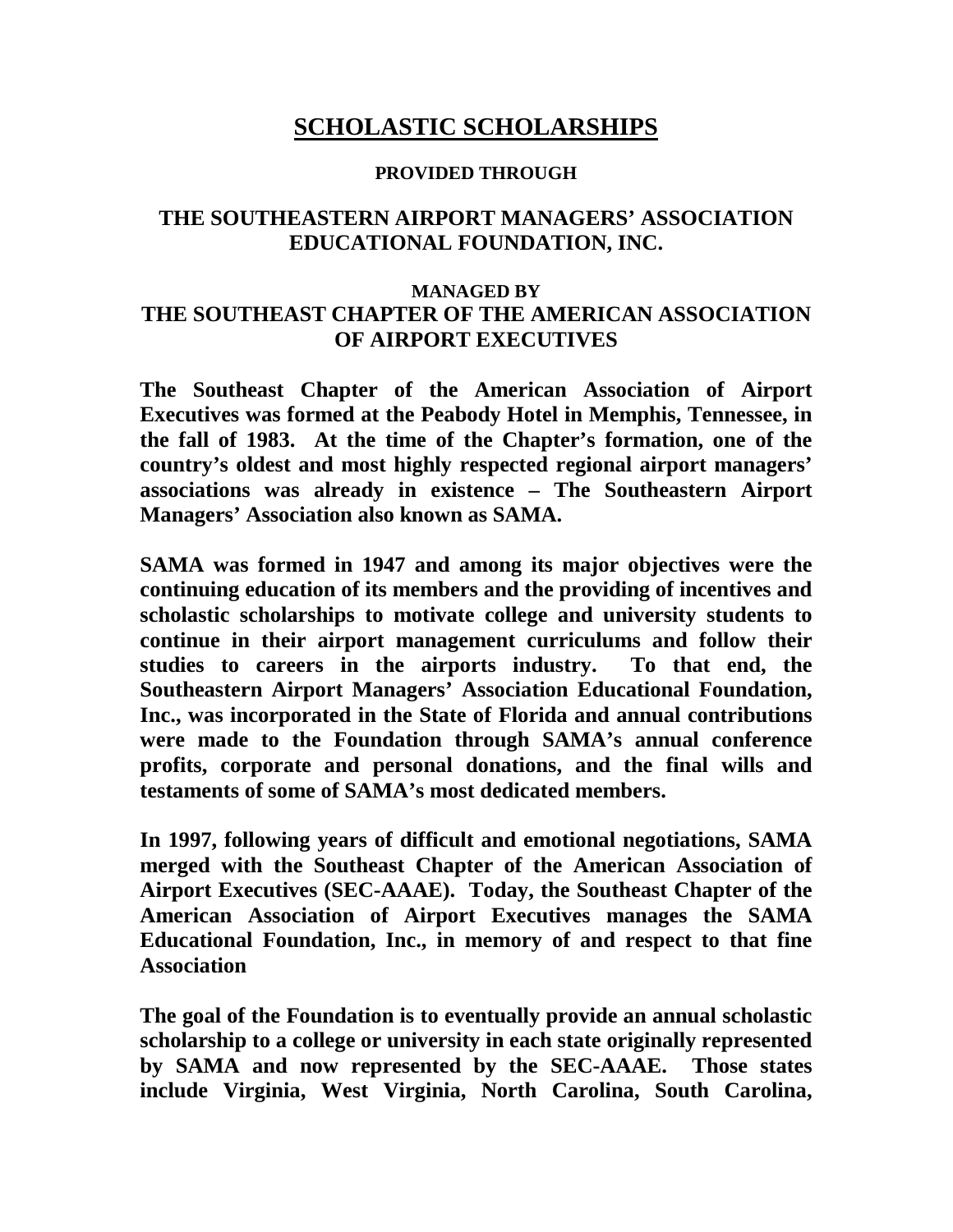# SCHOLASTIC SCHOLARSHIPS

**PROVIDED THROUGH**

## THE SOUTHEASTERN AIRPORT MANAGERS' ASSOCIATION EDUCATIONAL FOUNDATION, INC.

**MANAGED BY**

## THE SOUTHEAST CHAPTER OF THE AMERICAN ASSOCIATION OF AIRPORT EXECUTIVES

**The Southeast Chapter of the American Association of Airport Executives was formed at the Peabody Hotel in Memphis, Tennessee, in the fall of 1983. At the time of the Chapter's formation, one of the country's oldest and most highly respected regional airport managers' associations was already in existence – The Southeastern Airport Managers' Association also known as SAMA.**

**SAMA was formed in 1947 and among its major objectives were the continuing education of its members and the providing of incentives and scholastic scholarships to motivate college and university students to continue in their airport management curriculums and follow their studies to careers in the airports industry. To that end, the Southeastern Airport Managers' Association Educational Foundation, Inc., was incorporated in the State of Florida and annual contributions were made to the Foundation through SAMA's annual conference profits, corporate and personal donations, and the final wills and testaments of some of SAMA's most dedicated members.**

**In 1997, following years of difficult and emotional negotiations, SAMA merged with the Southeast Chapter of the American Association of Airport Executives (SEC-AAAE). Today, the Southeast Chapter of the American Association of Airport Executives manages the SAMA Educational Foundation, Inc., in memory of and respect to that fine Association**

**The goal of the Foundation is to eventually provide an annual scholastic scholarship to a college or university in each state originally represented by SAMA and now represented by the SEC-AAAE. Those states include Virginia, West Virginia, North Carolina, South Carolina,**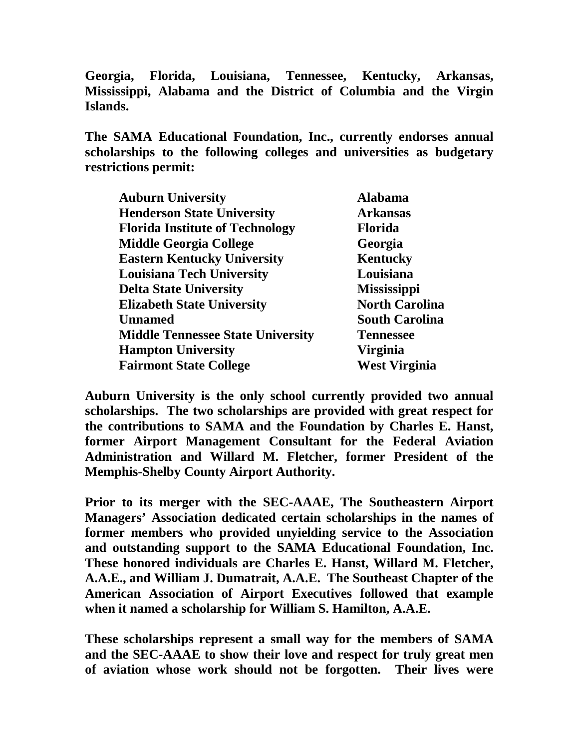**Georgia, Florida, Louisiana, Tennessee, Kentucky, Arkansas, Mississippi, Alabama and the District of Columbia and the Virgin Islands.**

**The SAMA Educational Foundation, Inc., currently endorses annual scholarships to the following colleges and universities as budgetary restrictions permit:**

| | |
|---|---|
| **Auburn University** | **Alabama** |
| **Henderson State University** | **Arkansas** |
| **Florida Institute of Technology** | **Florida** |
| **Middle Georgia College** | **Georgia** |
| **Eastern Kentucky University** | **Kentucky** |
| **Louisiana Tech University** | **Louisiana** |
| **Delta State University** | **Mississippi** |
| **Elizabeth State University** | **North Carolina** |
| **Unnamed** | **South Carolina** |
| **Middle Tennessee State University** | **Tennessee** |
| **Hampton University** | **Virginia** |
| **Fairmont State College** | **West Virginia** |

**Auburn University is the only school currently provided two annual scholarships. The two scholarships are provided with great respect for the contributions to SAMA and the Foundation by Charles E. Hanst, former Airport Management Consultant for the Federal Aviation Administration and Willard M. Fletcher, former President of the Memphis-Shelby County Airport Authority.**

**Prior to its merger with the SEC-AAAE, The Southeastern Airport Managers' Association dedicated certain scholarships in the names of former members who provided unyielding service to the Association and outstanding support to the SAMA Educational Foundation, Inc. These honored individuals are Charles E. Hanst, Willard M. Fletcher, A.A.E., and William J. Dumatrait, A.A.E. The Southeast Chapter of the American Association of Airport Executives followed that example when it named a scholarship for William S. Hamilton, A.A.E.**

**These scholarships represent a small way for the members of SAMA and the SEC-AAAE to show their love and respect for truly great men of aviation whose work should not be forgotten. Their lives were**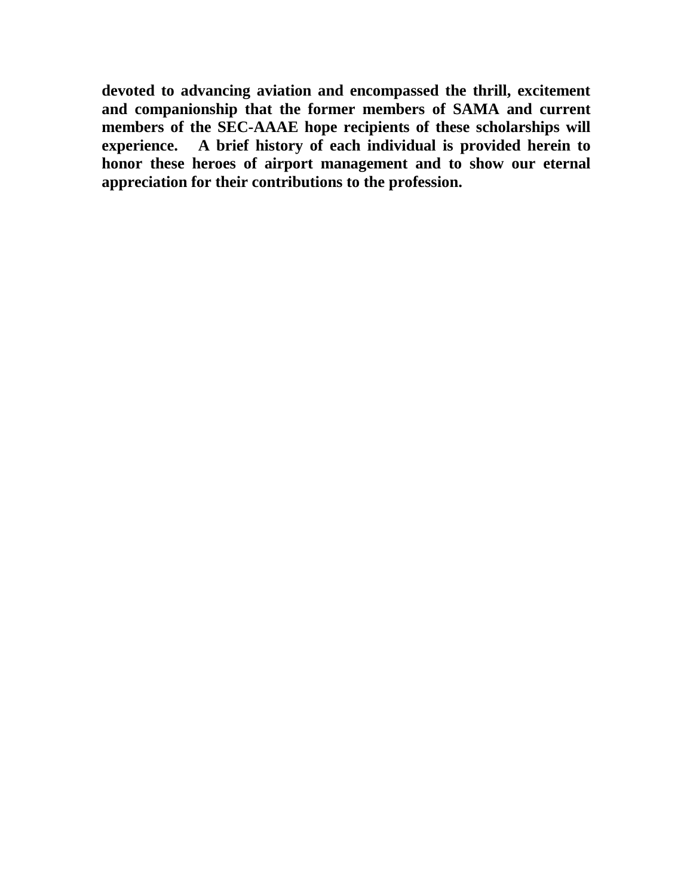**devoted to advancing aviation and encompassed the thrill, excitement and companionship that the former members of SAMA and current members of the SEC-AAAE hope recipients of these scholarships will experience. A brief history of each individual is provided herein to honor these heroes of airport management and to show our eternal appreciation for their contributions to the profession.**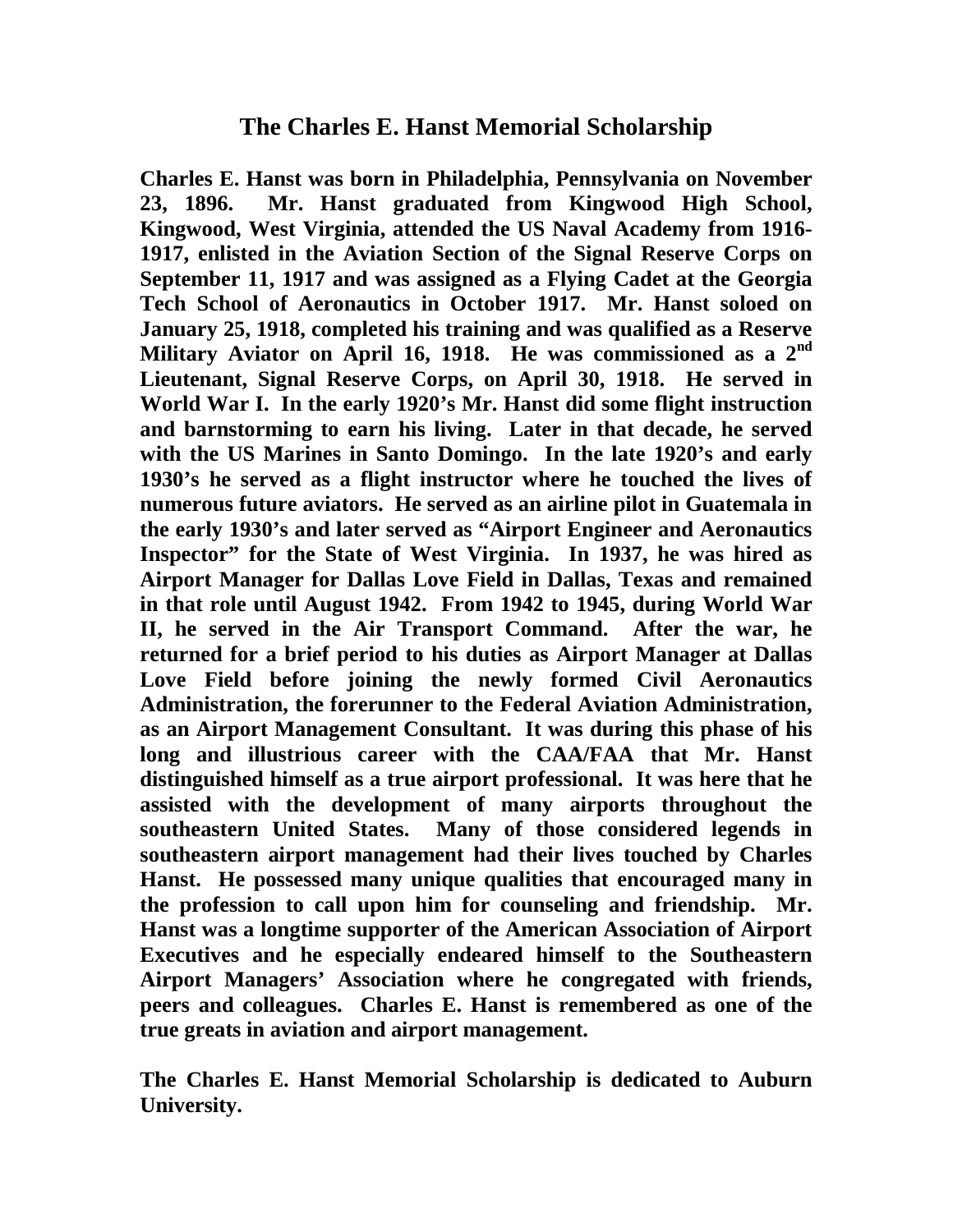# The Charles E. Hanst Memorial Scholarship

**Charles E. Hanst was born in Philadelphia, Pennsylvania on November 23, 1896. Mr. Hanst graduated from Kingwood High School, Kingwood, West Virginia, attended the US Naval Academy from 1916-1917, enlisted in the Aviation Section of the Signal Reserve Corps on September 11, 1917 and was assigned as a Flying Cadet at the Georgia Tech School of Aeronautics in October 1917. Mr. Hanst soloed on January 25, 1918, completed his training and was qualified as a Reserve Military Aviator on April 16, 1918. He was commissioned as a 2nd Lieutenant, Signal Reserve Corps, on April 30, 1918. He served in World War I. In the early 1920's Mr. Hanst did some flight instruction and barnstorming to earn his living. Later in that decade, he served with the US Marines in Santo Domingo. In the late 1920's and early 1930's he served as a flight instructor where he touched the lives of numerous future aviators. He served as an airline pilot in Guatemala in the early 1930's and later served as "Airport Engineer and Aeronautics Inspector" for the State of West Virginia. In 1937, he was hired as Airport Manager for Dallas Love Field in Dallas, Texas and remained in that role until August 1942. From 1942 to 1945, during World War II, he served in the Air Transport Command. After the war, he returned for a brief period to his duties as Airport Manager at Dallas Love Field before joining the newly formed Civil Aeronautics Administration, the forerunner to the Federal Aviation Administration, as an Airport Management Consultant. It was during this phase of his long and illustrious career with the CAA/FAA that Mr. Hanst distinguished himself as a true airport professional. It was here that he assisted with the development of many airports throughout the southeastern United States. Many of those considered legends in southeastern airport management had their lives touched by Charles Hanst. He possessed many unique qualities that encouraged many in the profession to call upon him for counseling and friendship. Mr. Hanst was a longtime supporter of the American Association of Airport Executives and he especially endeared himself to the Southeastern Airport Managers' Association where he congregated with friends, peers and colleagues. Charles E. Hanst is remembered as one of the true greats in aviation and airport management.**

**The Charles E. Hanst Memorial Scholarship is dedicated to Auburn University.**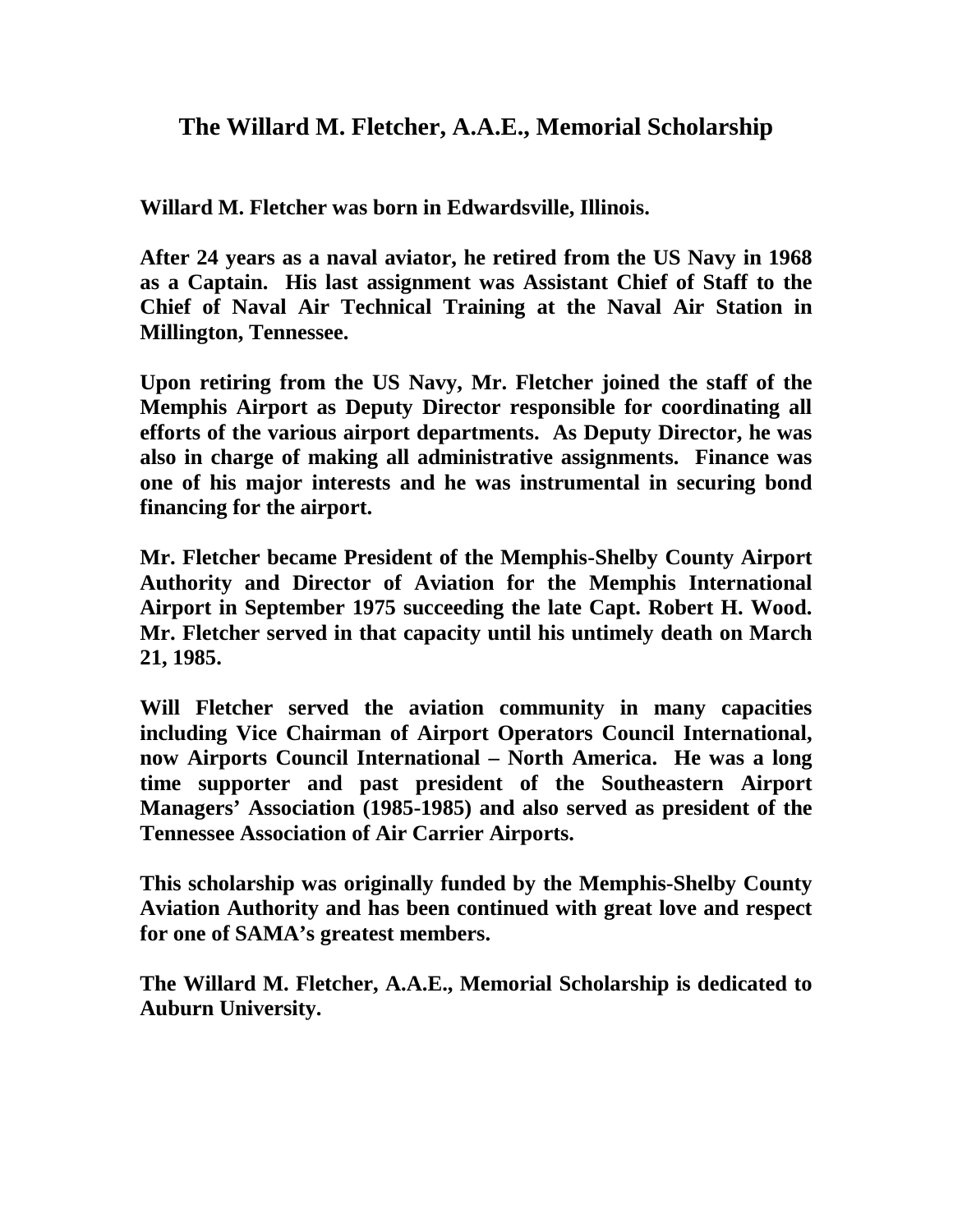# The Willard M. Fletcher, A.A.E., Memorial Scholarship

**Willard M. Fletcher was born in Edwardsville, Illinois.**

**After 24 years as a naval aviator, he retired from the US Navy in 1968 as a Captain. His last assignment was Assistant Chief of Staff to the Chief of Naval Air Technical Training at the Naval Air Station in Millington, Tennessee.**

**Upon retiring from the US Navy, Mr. Fletcher joined the staff of the Memphis Airport as Deputy Director responsible for coordinating all efforts of the various airport departments. As Deputy Director, he was also in charge of making all administrative assignments. Finance was one of his major interests and he was instrumental in securing bond financing for the airport.**

**Mr. Fletcher became President of the Memphis-Shelby County Airport Authority and Director of Aviation for the Memphis International Airport in September 1975 succeeding the late Capt. Robert H. Wood. Mr. Fletcher served in that capacity until his untimely death on March 21, 1985.**

**Will Fletcher served the aviation community in many capacities including Vice Chairman of Airport Operators Council International, now Airports Council International – North America. He was a long time supporter and past president of the Southeastern Airport Managers' Association (1985-1985) and also served as president of the Tennessee Association of Air Carrier Airports.**

**This scholarship was originally funded by the Memphis-Shelby County Aviation Authority and has been continued with great love and respect for one of SAMA's greatest members.**

**The Willard M. Fletcher, A.A.E., Memorial Scholarship is dedicated to Auburn University.**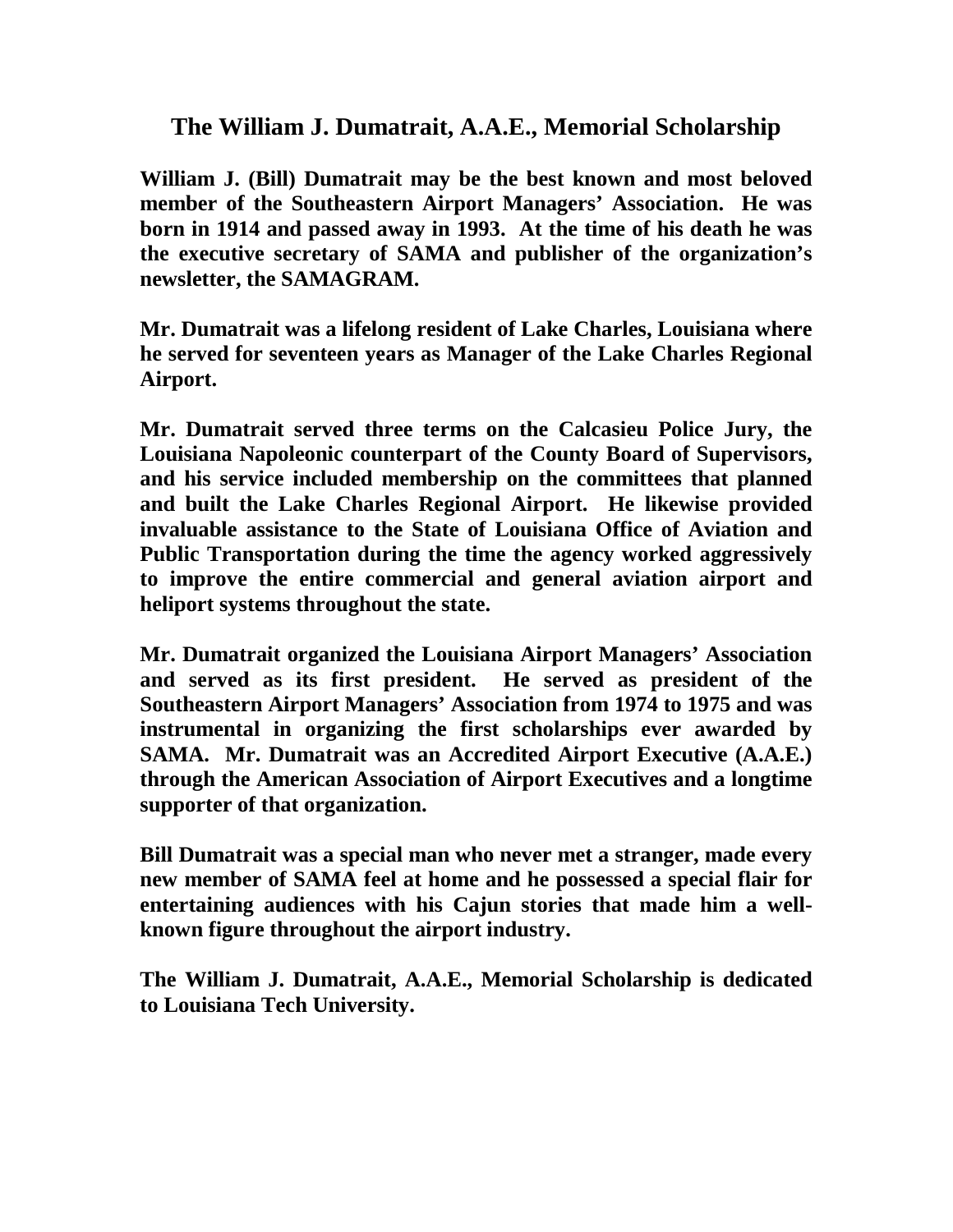# The William J. Dumatrait, A.A.E., Memorial Scholarship

**William J. (Bill) Dumatrait may be the best known and most beloved member of the Southeastern Airport Managers' Association. He was born in 1914 and passed away in 1993. At the time of his death he was the executive secretary of SAMA and publisher of the organization's newsletter, the SAMAGRAM.**

**Mr. Dumatrait was a lifelong resident of Lake Charles, Louisiana where he served for seventeen years as Manager of the Lake Charles Regional Airport.**

**Mr. Dumatrait served three terms on the Calcasieu Police Jury, the Louisiana Napoleonic counterpart of the County Board of Supervisors, and his service included membership on the committees that planned and built the Lake Charles Regional Airport. He likewise provided invaluable assistance to the State of Louisiana Office of Aviation and Public Transportation during the time the agency worked aggressively to improve the entire commercial and general aviation airport and heliport systems throughout the state.**

**Mr. Dumatrait organized the Louisiana Airport Managers' Association and served as its first president. He served as president of the Southeastern Airport Managers' Association from 1974 to 1975 and was instrumental in organizing the first scholarships ever awarded by SAMA. Mr. Dumatrait was an Accredited Airport Executive (A.A.E.) through the American Association of Airport Executives and a longtime supporter of that organization.**

**Bill Dumatrait was a special man who never met a stranger, made every new member of SAMA feel at home and he possessed a special flair for entertaining audiences with his Cajun stories that made him a well-known figure throughout the airport industry.**

**The William J. Dumatrait, A.A.E., Memorial Scholarship is dedicated to Louisiana Tech University.**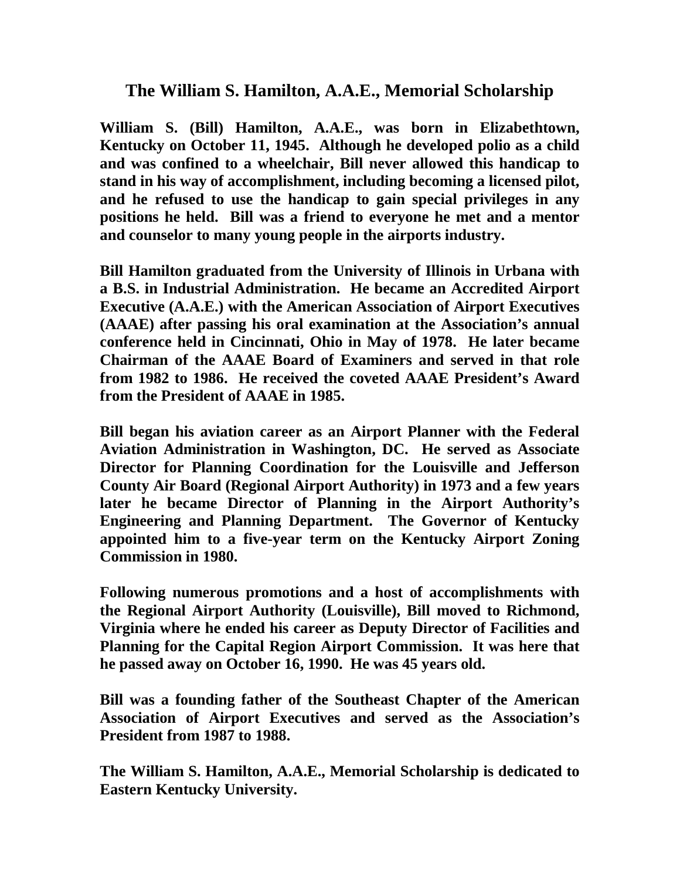# The William S. Hamilton, A.A.E., Memorial Scholarship

**William S. (Bill) Hamilton, A.A.E., was born in Elizabethtown, Kentucky on October 11, 1945. Although he developed polio as a child and was confined to a wheelchair, Bill never allowed this handicap to stand in his way of accomplishment, including becoming a licensed pilot, and he refused to use the handicap to gain special privileges in any positions he held. Bill was a friend to everyone he met and a mentor and counselor to many young people in the airports industry.**

**Bill Hamilton graduated from the University of Illinois in Urbana with a B.S. in Industrial Administration. He became an Accredited Airport Executive (A.A.E.) with the American Association of Airport Executives (AAAE) after passing his oral examination at the Association's annual conference held in Cincinnati, Ohio in May of 1978. He later became Chairman of the AAAE Board of Examiners and served in that role from 1982 to 1986. He received the coveted AAAE President's Award from the President of AAAE in 1985.**

**Bill began his aviation career as an Airport Planner with the Federal Aviation Administration in Washington, DC. He served as Associate Director for Planning Coordination for the Louisville and Jefferson County Air Board (Regional Airport Authority) in 1973 and a few years later he became Director of Planning in the Airport Authority's Engineering and Planning Department. The Governor of Kentucky appointed him to a five-year term on the Kentucky Airport Zoning Commission in 1980.**

**Following numerous promotions and a host of accomplishments with the Regional Airport Authority (Louisville), Bill moved to Richmond, Virginia where he ended his career as Deputy Director of Facilities and Planning for the Capital Region Airport Commission. It was here that he passed away on October 16, 1990. He was 45 years old.**

**Bill was a founding father of the Southeast Chapter of the American Association of Airport Executives and served as the Association's President from 1987 to 1988.**

**The William S. Hamilton, A.A.E., Memorial Scholarship is dedicated to Eastern Kentucky University.**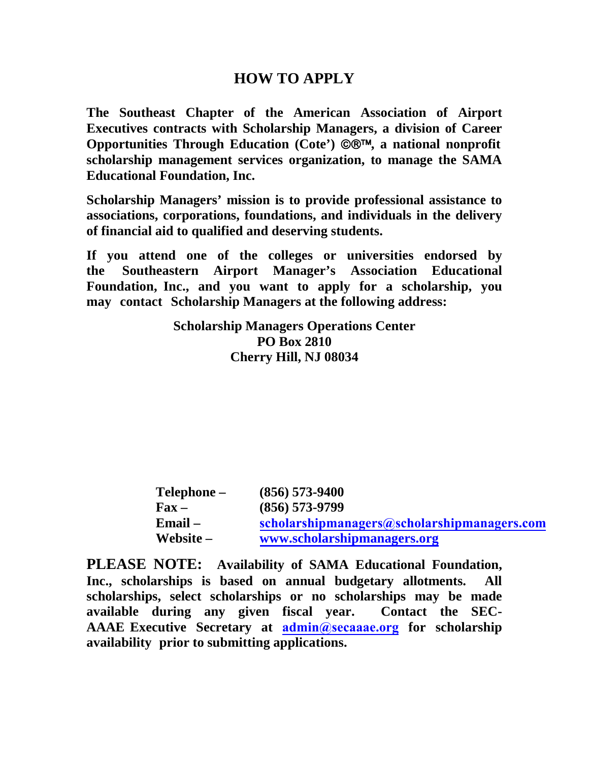# HOW TO APPLY

**The Southeast Chapter of the American Association of Airport Executives contracts with Scholarship Managers, a division of Career Opportunities Through Education (Cote') ©®™, a national nonprofit scholarship management services organization, to manage the SAMA Educational Foundation, Inc.**

**Scholarship Managers' mission is to provide professional assistance to associations, corporations, foundations, and individuals in the delivery of financial aid to qualified and deserving students.**

**If you attend one of the colleges or universities endorsed by the Southeastern Airport Manager's Association Educational Foundation, Inc., and you want to apply for a scholarship, you may contact Scholarship Managers at the following address:**

**Scholarship Managers Operations Center**
**PO Box 2810**
**Cherry Hill, NJ 08034**

| | |
|---|---|
| **Telephone –** | **(856) 573-9400** |
| **Fax –** | **(856) 573-9799** |
| **Email –** | **scholarshipmanagers@scholarshipmanagers.com** |
| **Website –** | **www.scholarshipmanagers.org** |

**PLEASE NOTE: Availability of SAMA Educational Foundation, Inc., scholarships is based on annual budgetary allotments. All scholarships, select scholarships or no scholarships may be made available during any given fiscal year. Contact the SEC-AAAE Executive Secretary at admin@secaaae.org for scholarship availability prior to submitting applications.**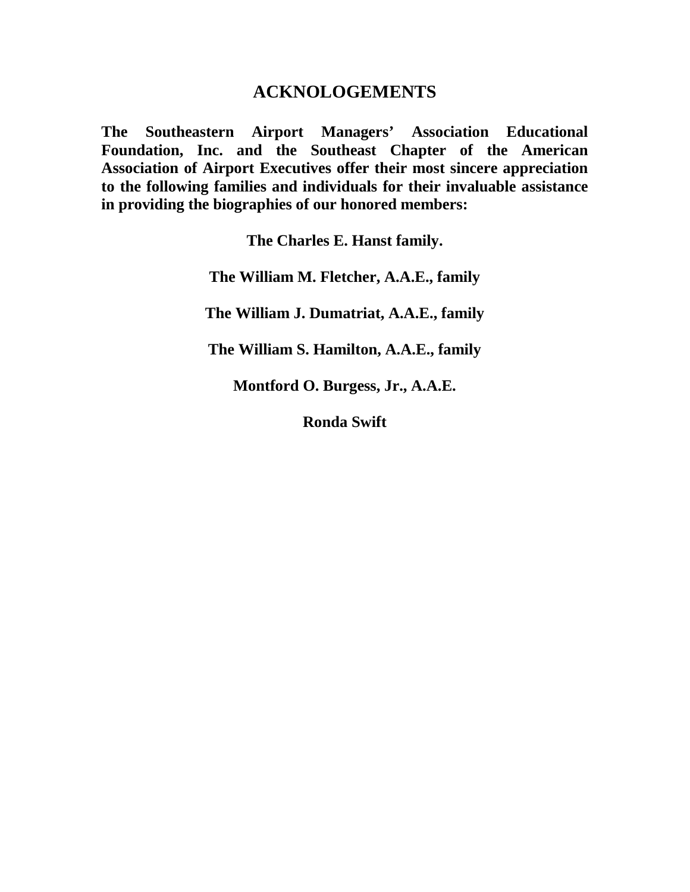# ACKNOLOGEMENTS

**The Southeastern Airport Managers' Association Educational Foundation, Inc. and the Southeast Chapter of the American Association of Airport Executives offer their most sincere appreciation to the following families and individuals for their invaluable assistance in providing the biographies of our honored members:**

**The Charles E. Hanst family.**

**The William M. Fletcher, A.A.E., family**

**The William J. Dumatriat, A.A.E., family**

**The William S. Hamilton, A.A.E., family**

**Montford O. Burgess, Jr., A.A.E.**

**Ronda Swift**